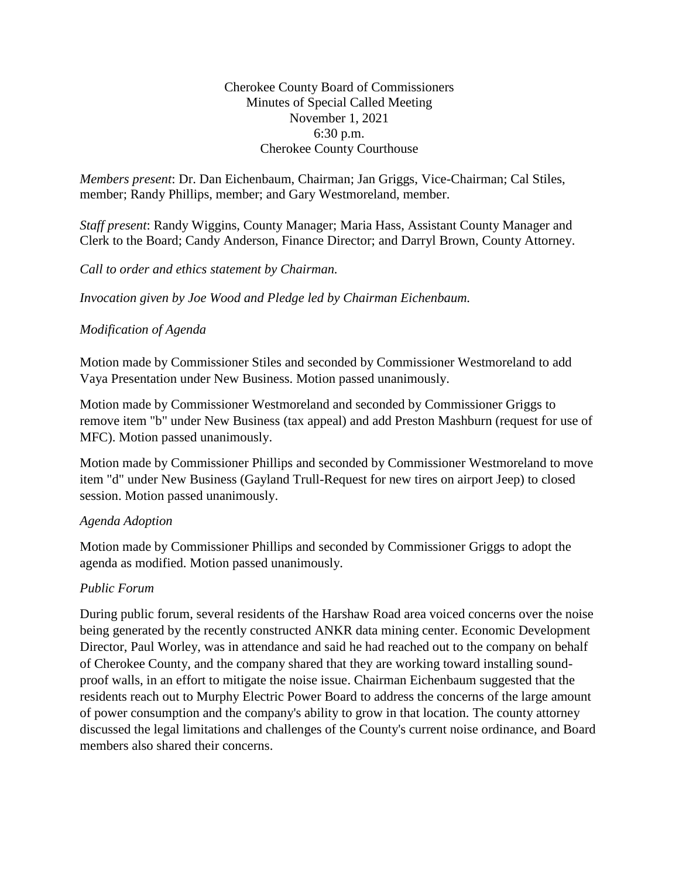Cherokee County Board of Commissioners
Minutes of Special Called Meeting
November 1, 2021
6:30 p.m.
Cherokee County Courthouse

*Members present*: Dr. Dan Eichenbaum, Chairman; Jan Griggs, Vice-Chairman; Cal Stiles, member; Randy Phillips, member; and Gary Westmoreland, member.

*Staff present*: Randy Wiggins, County Manager; Maria Hass, Assistant County Manager and Clerk to the Board; Candy Anderson, Finance Director; and Darryl Brown, County Attorney.

*Call to order and ethics statement by Chairman.*

*Invocation given by Joe Wood and Pledge led by Chairman Eichenbaum.*

*Modification of Agenda*

Motion made by Commissioner Stiles and seconded by Commissioner Westmoreland to add Vaya Presentation under New Business. Motion passed unanimously.

Motion made by Commissioner Westmoreland and seconded by Commissioner Griggs to remove item "b" under New Business (tax appeal) and add Preston Mashburn (request for use of MFC). Motion passed unanimously.

Motion made by Commissioner Phillips and seconded by Commissioner Westmoreland to move item "d" under New Business (Gayland Trull-Request for new tires on airport Jeep) to closed session. Motion passed unanimously.

*Agenda Adoption*

Motion made by Commissioner Phillips and seconded by Commissioner Griggs to adopt the agenda as modified. Motion passed unanimously.

*Public Forum*

During public forum, several residents of the Harshaw Road area voiced concerns over the noise being generated by the recently constructed ANKR data mining center. Economic Development Director, Paul Worley, was in attendance and said he had reached out to the company on behalf of Cherokee County, and the company shared that they are working toward installing sound-proof walls, in an effort to mitigate the noise issue. Chairman Eichenbaum suggested that the residents reach out to Murphy Electric Power Board to address the concerns of the large amount of power consumption and the company's ability to grow in that location. The county attorney discussed the legal limitations and challenges of the County's current noise ordinance, and Board members also shared their concerns.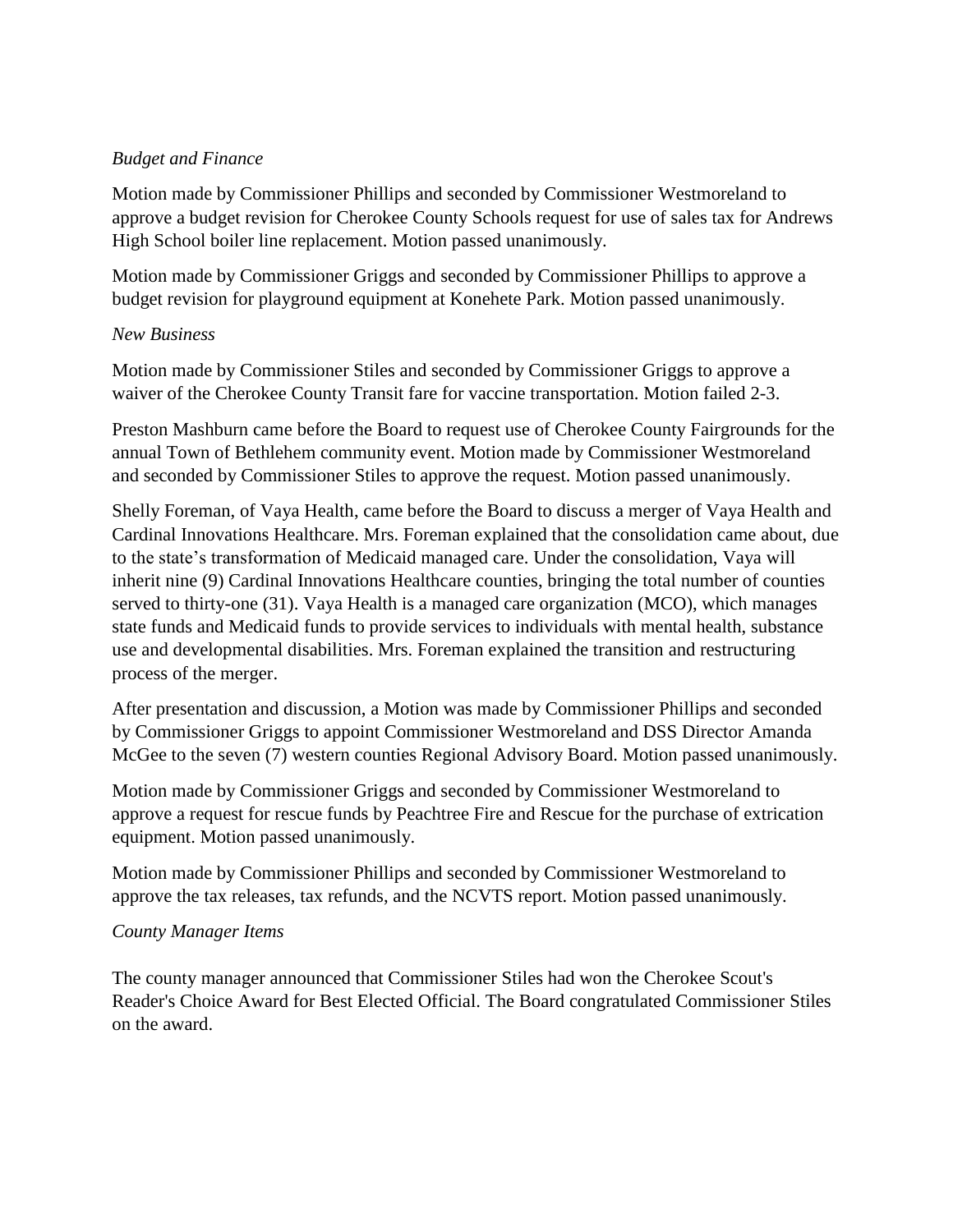*Budget and Finance*

Motion made by Commissioner Phillips and seconded by Commissioner Westmoreland to approve a budget revision for Cherokee County Schools request for use of sales tax for Andrews High School boiler line replacement. Motion passed unanimously.

Motion made by Commissioner Griggs and seconded by Commissioner Phillips to approve a budget revision for playground equipment at Konehete Park. Motion passed unanimously.

*New Business*

Motion made by Commissioner Stiles and seconded by Commissioner Griggs to approve a waiver of the Cherokee County Transit fare for vaccine transportation. Motion failed 2-3.

Preston Mashburn came before the Board to request use of Cherokee County Fairgrounds for the annual Town of Bethlehem community event. Motion made by Commissioner Westmoreland and seconded by Commissioner Stiles to approve the request. Motion passed unanimously.

Shelly Foreman, of Vaya Health, came before the Board to discuss a merger of Vaya Health and Cardinal Innovations Healthcare. Mrs. Foreman explained that the consolidation came about, due to the state's transformation of Medicaid managed care. Under the consolidation, Vaya will inherit nine (9) Cardinal Innovations Healthcare counties, bringing the total number of counties served to thirty-one (31). Vaya Health is a managed care organization (MCO), which manages state funds and Medicaid funds to provide services to individuals with mental health, substance use and developmental disabilities. Mrs. Foreman explained the transition and restructuring process of the merger.

After presentation and discussion, a Motion was made by Commissioner Phillips and seconded by Commissioner Griggs to appoint Commissioner Westmoreland and DSS Director Amanda McGee to the seven (7) western counties Regional Advisory Board. Motion passed unanimously.

Motion made by Commissioner Griggs and seconded by Commissioner Westmoreland to approve a request for rescue funds by Peachtree Fire and Rescue for the purchase of extrication equipment. Motion passed unanimously.

Motion made by Commissioner Phillips and seconded by Commissioner Westmoreland to approve the tax releases, tax refunds, and the NCVTS report. Motion passed unanimously.

*County Manager Items*

The county manager announced that Commissioner Stiles had won the Cherokee Scout's Reader's Choice Award for Best Elected Official. The Board congratulated Commissioner Stiles on the award.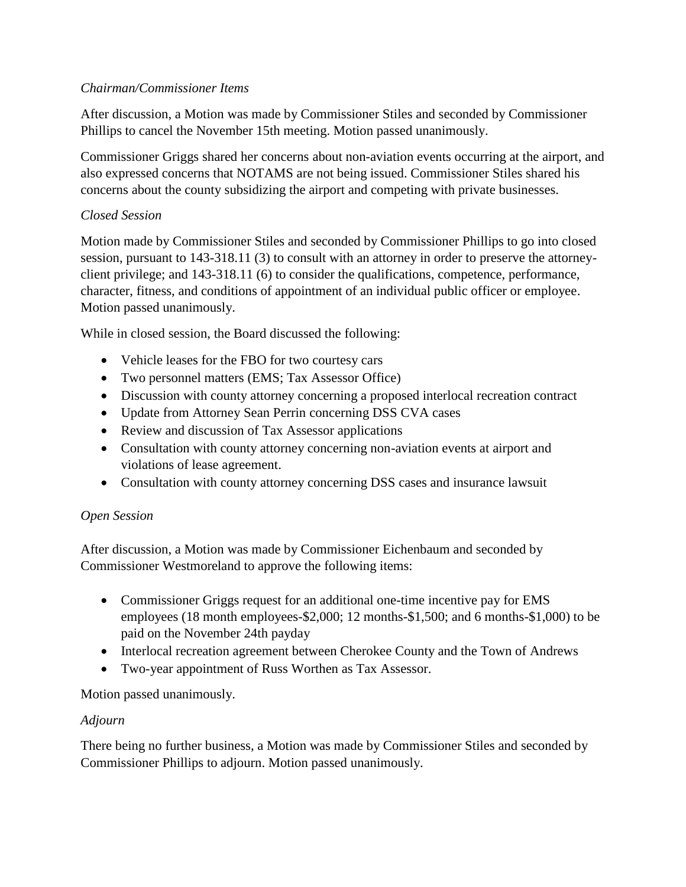*Chairman/Commissioner Items*

After discussion, a Motion was made by Commissioner Stiles and seconded by Commissioner Phillips to cancel the November 15th meeting. Motion passed unanimously.

Commissioner Griggs shared her concerns about non-aviation events occurring at the airport, and also expressed concerns that NOTAMS are not being issued. Commissioner Stiles shared his concerns about the county subsidizing the airport and competing with private businesses.

*Closed Session*

Motion made by Commissioner Stiles and seconded by Commissioner Phillips to go into closed session, pursuant to 143-318.11 (3) to consult with an attorney in order to preserve the attorney-client privilege; and 143-318.11 (6) to consider the qualifications, competence, performance, character, fitness, and conditions of appointment of an individual public officer or employee. Motion passed unanimously.

While in closed session, the Board discussed the following:

- Vehicle leases for the FBO for two courtesy cars
- Two personnel matters (EMS; Tax Assessor Office)
- Discussion with county attorney concerning a proposed interlocal recreation contract
- Update from Attorney Sean Perrin concerning DSS CVA cases
- Review and discussion of Tax Assessor applications
- Consultation with county attorney concerning non-aviation events at airport and violations of lease agreement.
- Consultation with county attorney concerning DSS cases and insurance lawsuit

*Open Session*

After discussion, a Motion was made by Commissioner Eichenbaum and seconded by Commissioner Westmoreland to approve the following items:

- Commissioner Griggs request for an additional one-time incentive pay for EMS employees (18 month employees-$2,000; 12 months-$1,500; and 6 months-$1,000) to be paid on the November 24th payday
- Interlocal recreation agreement between Cherokee County and the Town of Andrews
- Two-year appointment of Russ Worthen as Tax Assessor.

Motion passed unanimously.

*Adjourn*

There being no further business, a Motion was made by Commissioner Stiles and seconded by Commissioner Phillips to adjourn. Motion passed unanimously.